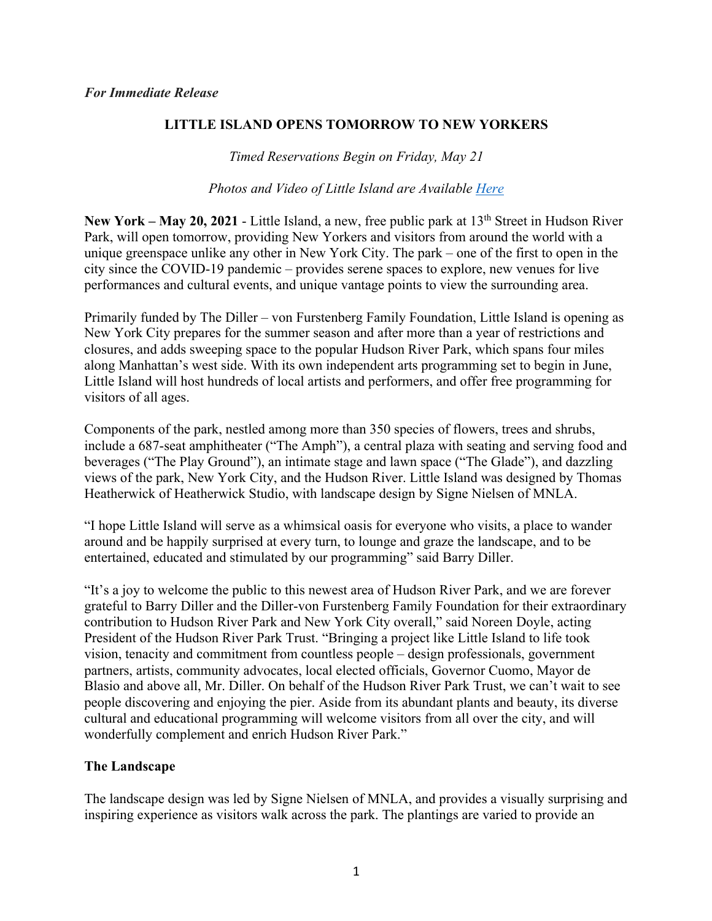*For Immediate Release*

# LITTLE ISLAND OPENS TOMORROW TO NEW YORKERS

*Timed Reservations Begin on Friday, May 21*

*Photos and Video of Little Island are Available [Here]*

**New York – May 20, 2021** - Little Island, a new, free public park at 13th Street in Hudson River Park, will open tomorrow, providing New Yorkers and visitors from around the world with a unique greenspace unlike any other in New York City. The park – one of the first to open in the city since the COVID-19 pandemic – provides serene spaces to explore, new venues for live performances and cultural events, and unique vantage points to view the surrounding area.

Primarily funded by The Diller – von Furstenberg Family Foundation, Little Island is opening as New York City prepares for the summer season and after more than a year of restrictions and closures, and adds sweeping space to the popular Hudson River Park, which spans four miles along Manhattan's west side. With its own independent arts programming set to begin in June, Little Island will host hundreds of local artists and performers, and offer free programming for visitors of all ages.

Components of the park, nestled among more than 350 species of flowers, trees and shrubs, include a 687-seat amphitheater ("The Amph"), a central plaza with seating and serving food and beverages ("The Play Ground"), an intimate stage and lawn space ("The Glade"), and dazzling views of the park, New York City, and the Hudson River. Little Island was designed by Thomas Heatherwick of Heatherwick Studio, with landscape design by Signe Nielsen of MNLA.

"I hope Little Island will serve as a whimsical oasis for everyone who visits, a place to wander around and be happily surprised at every turn, to lounge and graze the landscape, and to be entertained, educated and stimulated by our programming" said Barry Diller.

"It's a joy to welcome the public to this newest area of Hudson River Park, and we are forever grateful to Barry Diller and the Diller-von Furstenberg Family Foundation for their extraordinary contribution to Hudson River Park and New York City overall," said Noreen Doyle, acting President of the Hudson River Park Trust. "Bringing a project like Little Island to life took vision, tenacity and commitment from countless people – design professionals, government partners, artists, community advocates, local elected officials, Governor Cuomo, Mayor de Blasio and above all, Mr. Diller. On behalf of the Hudson River Park Trust, we can't wait to see people discovering and enjoying the pier. Aside from its abundant plants and beauty, its diverse cultural and educational programming will welcome visitors from all over the city, and will wonderfully complement and enrich Hudson River Park."

## The Landscape

The landscape design was led by Signe Nielsen of MNLA, and provides a visually surprising and inspiring experience as visitors walk across the park. The plantings are varied to provide an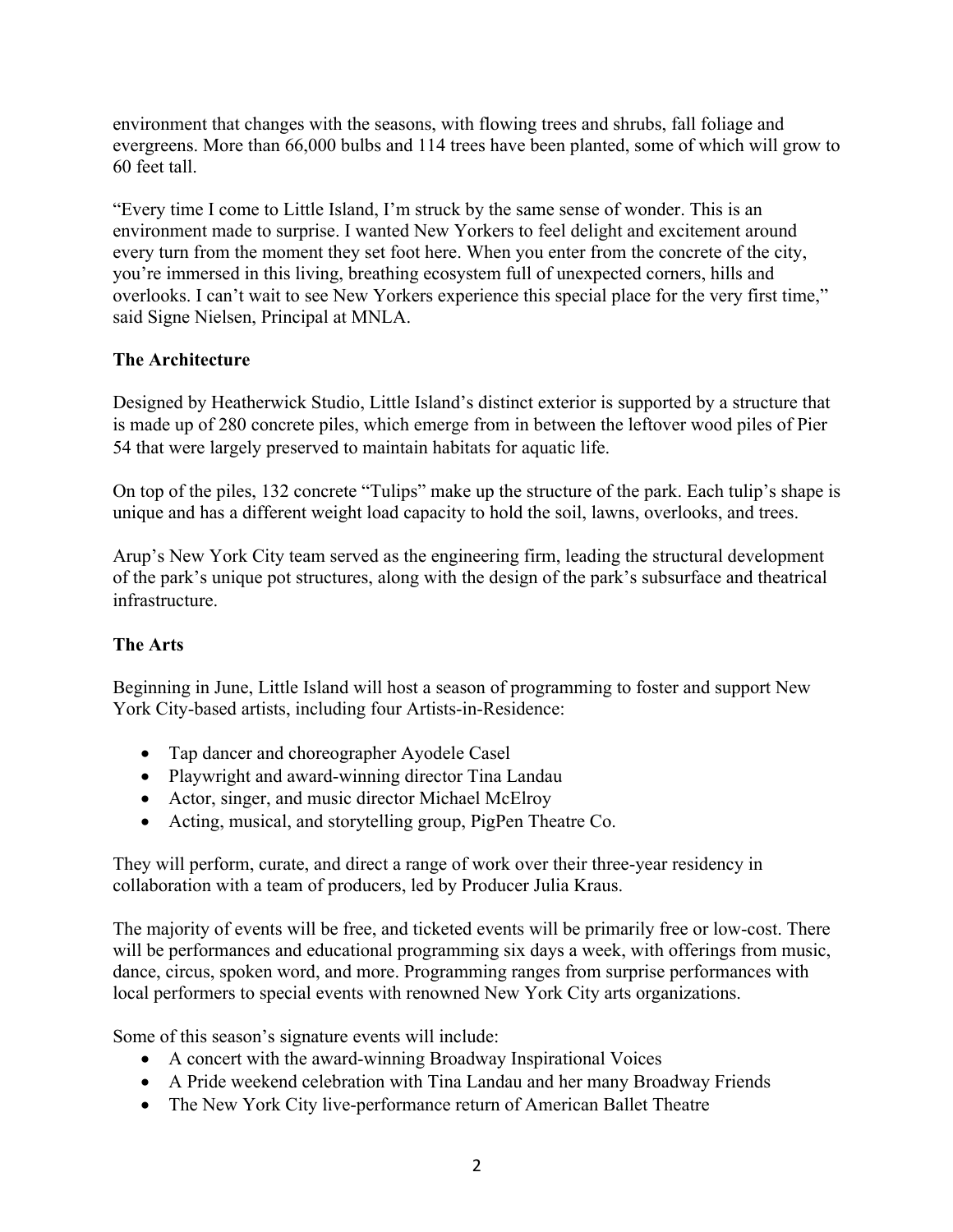environment that changes with the seasons, with flowing trees and shrubs, fall foliage and evergreens. More than 66,000 bulbs and 114 trees have been planted, some of which will grow to 60 feet tall.

"Every time I come to Little Island, I'm struck by the same sense of wonder. This is an environment made to surprise. I wanted New Yorkers to feel delight and excitement around every turn from the moment they set foot here. When you enter from the concrete of the city, you're immersed in this living, breathing ecosystem full of unexpected corners, hills and overlooks. I can't wait to see New Yorkers experience this special place for the very first time," said Signe Nielsen, Principal at MNLA.

**The Architecture**

Designed by Heatherwick Studio, Little Island's distinct exterior is supported by a structure that is made up of 280 concrete piles, which emerge from in between the leftover wood piles of Pier 54 that were largely preserved to maintain habitats for aquatic life.

On top of the piles, 132 concrete "Tulips" make up the structure of the park. Each tulip's shape is unique and has a different weight load capacity to hold the soil, lawns, overlooks, and trees.

Arup's New York City team served as the engineering firm, leading the structural development of the park's unique pot structures, along with the design of the park's subsurface and theatrical infrastructure.

**The Arts**

Beginning in June, Little Island will host a season of programming to foster and support New York City-based artists, including four Artists-in-Residence:

- Tap dancer and choreographer Ayodele Casel
- Playwright and award-winning director Tina Landau
- Actor, singer, and music director Michael McElroy
- Acting, musical, and storytelling group, PigPen Theatre Co.

They will perform, curate, and direct a range of work over their three-year residency in collaboration with a team of producers, led by Producer Julia Kraus.

The majority of events will be free, and ticketed events will be primarily free or low-cost. There will be performances and educational programming six days a week, with offerings from music, dance, circus, spoken word, and more. Programming ranges from surprise performances with local performers to special events with renowned New York City arts organizations.

Some of this season's signature events will include:

- A concert with the award-winning Broadway Inspirational Voices
- A Pride weekend celebration with Tina Landau and her many Broadway Friends
- The New York City live-performance return of American Ballet Theatre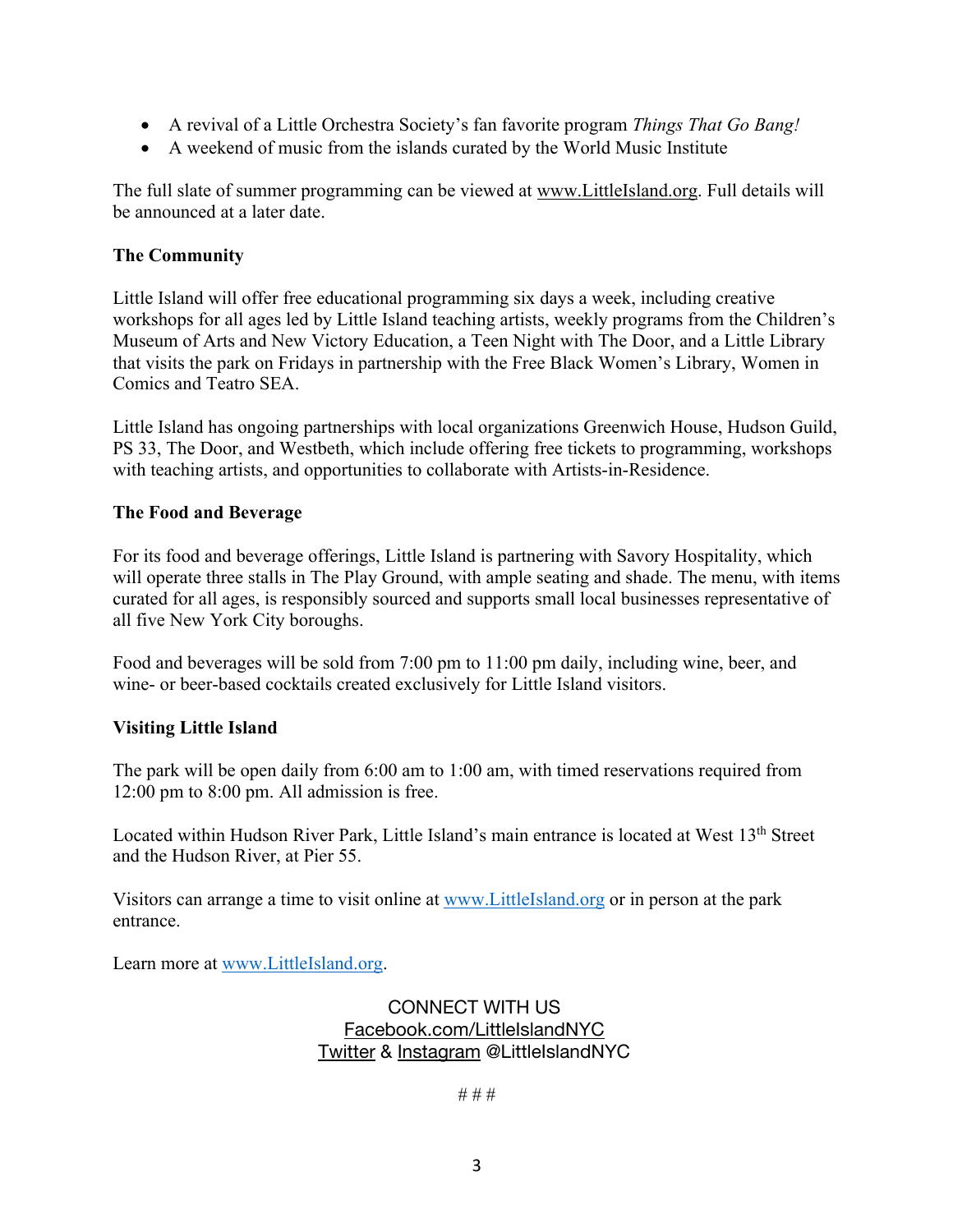- A revival of a Little Orchestra Society's fan favorite program *Things That Go Bang!*
- A weekend of music from the islands curated by the World Music Institute

The full slate of summer programming can be viewed at www.LittleIsland.org. Full details will be announced at a later date.

**The Community**

Little Island will offer free educational programming six days a week, including creative workshops for all ages led by Little Island teaching artists, weekly programs from the Children's Museum of Arts and New Victory Education, a Teen Night with The Door, and a Little Library that visits the park on Fridays in partnership with the Free Black Women's Library, Women in Comics and Teatro SEA.

Little Island has ongoing partnerships with local organizations Greenwich House, Hudson Guild, PS 33, The Door, and Westbeth, which include offering free tickets to programming, workshops with teaching artists, and opportunities to collaborate with Artists-in-Residence.

**The Food and Beverage**

For its food and beverage offerings, Little Island is partnering with Savory Hospitality, which will operate three stalls in The Play Ground, with ample seating and shade. The menu, with items curated for all ages, is responsibly sourced and supports small local businesses representative of all five New York City boroughs.

Food and beverages will be sold from 7:00 pm to 11:00 pm daily, including wine, beer, and wine- or beer-based cocktails created exclusively for Little Island visitors.

**Visiting Little Island**

The park will be open daily from 6:00 am to 1:00 am, with timed reservations required from 12:00 pm to 8:00 pm. All admission is free.

Located within Hudson River Park, Little Island's main entrance is located at West 13th Street and the Hudson River, at Pier 55.

Visitors can arrange a time to visit online at www.LittleIsland.org or in person at the park entrance.

Learn more at www.LittleIsland.org.

CONNECT WITH US
Facebook.com/LittleIslandNYC
Twitter & Instagram @LittleIslandNYC

# # #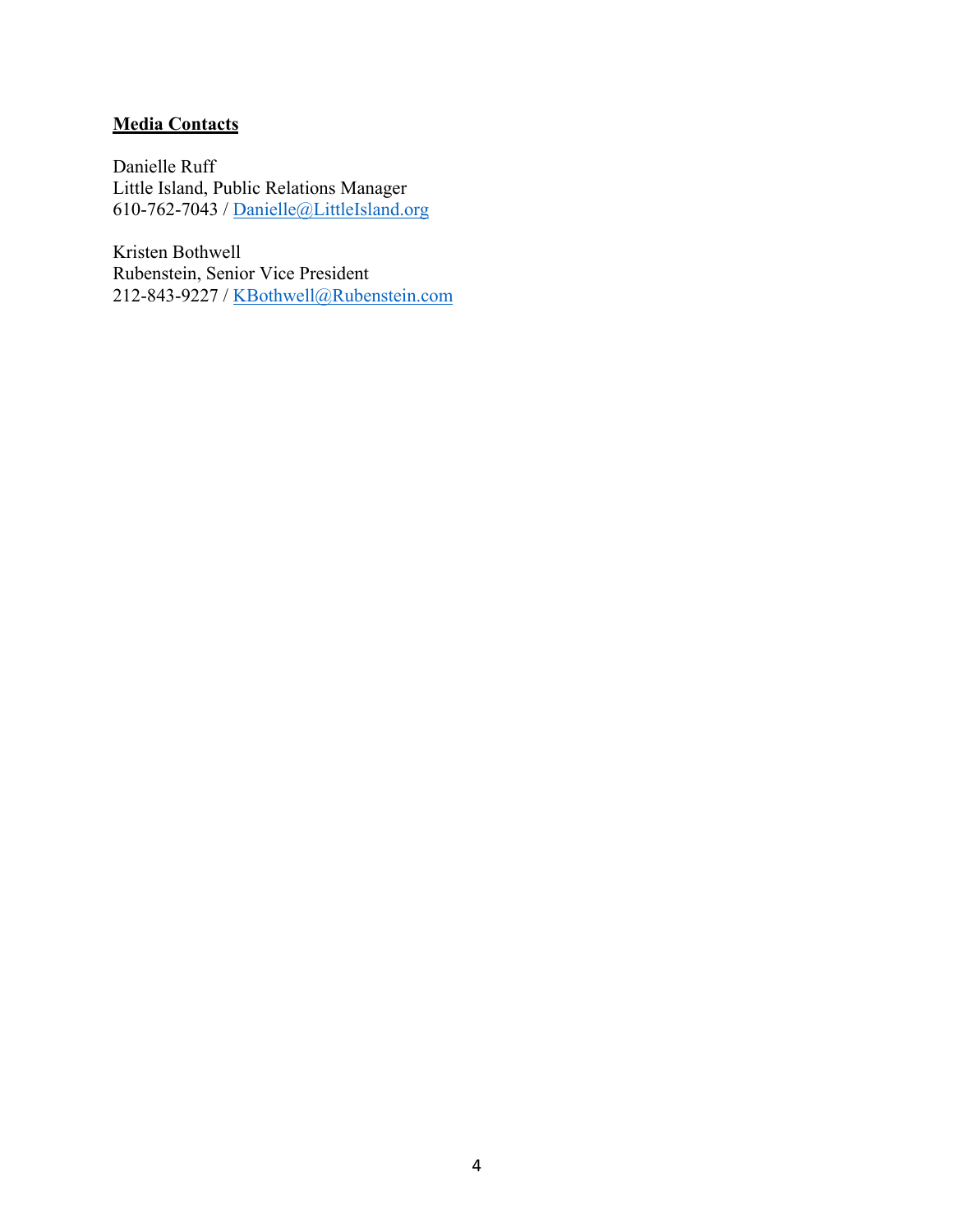**Media Contacts**

Danielle Ruff
Little Island, Public Relations Manager
610-762-7043 / Danielle@LittleIsland.org

Kristen Bothwell
Rubenstein, Senior Vice President
212-843-9227 / KBothwell@Rubenstein.com